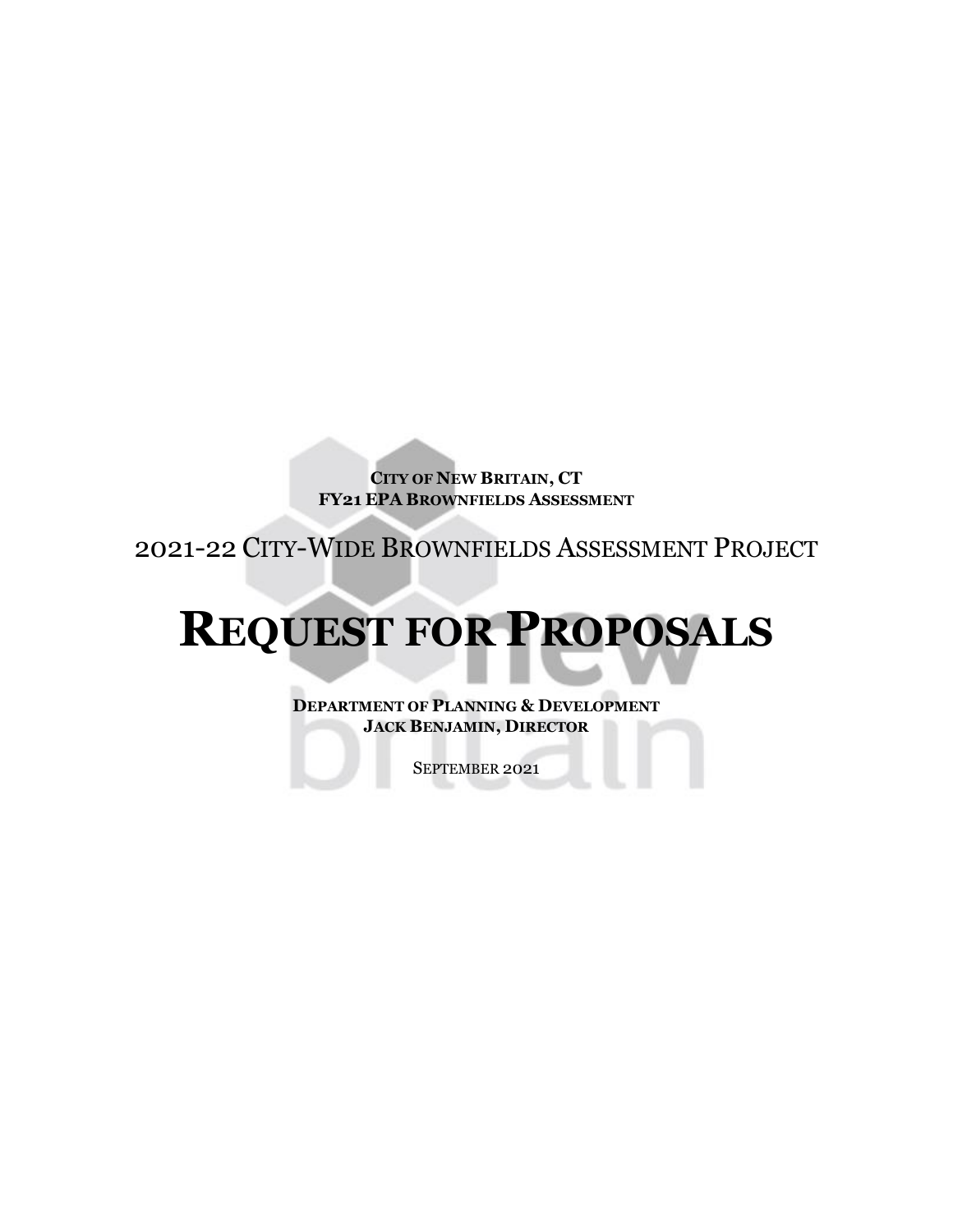**City of New Britain, CT**
**FY21 EPA Brownfields Assessment**

2021-22 City-Wide Brownfields Assessment Project

# Request for Proposals

**Department of Planning & Development**
**Jack Benjamin, Director**

September 2021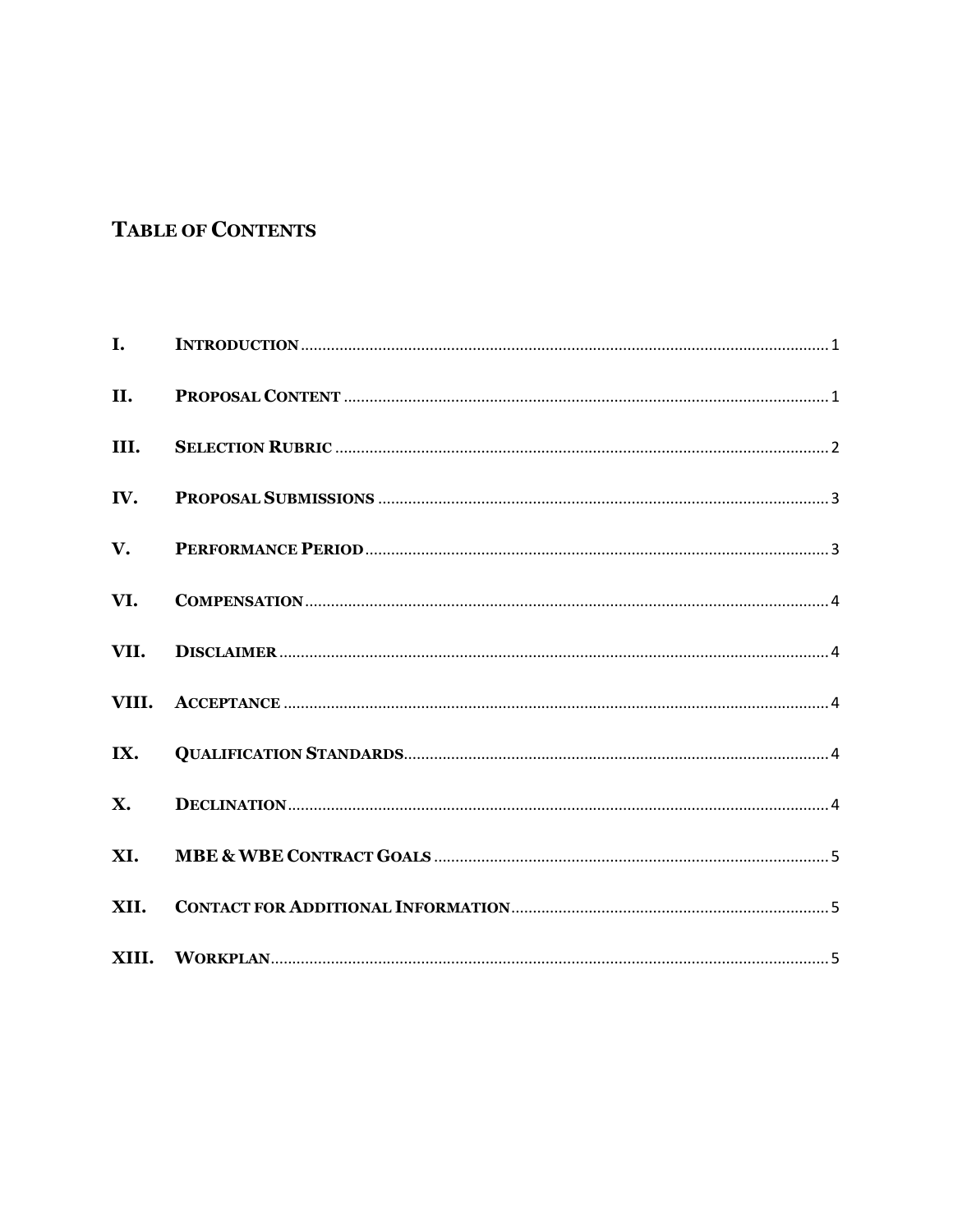## Table of Contents

| | | |
|---|---|---|
| I. | Introduction | 1 |
| II. | Proposal Content | 1 |
| III. | Selection Rubric | 2 |
| IV. | Proposal Submissions | 3 |
| V. | Performance Period | 3 |
| VI. | Compensation | 4 |
| VII. | Disclaimer | 4 |
| VIII. | Acceptance | 4 |
| IX. | Qualification Standards | 4 |
| X. | Declination | 4 |
| XI. | MBE & WBE Contract Goals | 5 |
| XII. | Contact for Additional Information | 5 |
| XIII. | Workplan | 5 |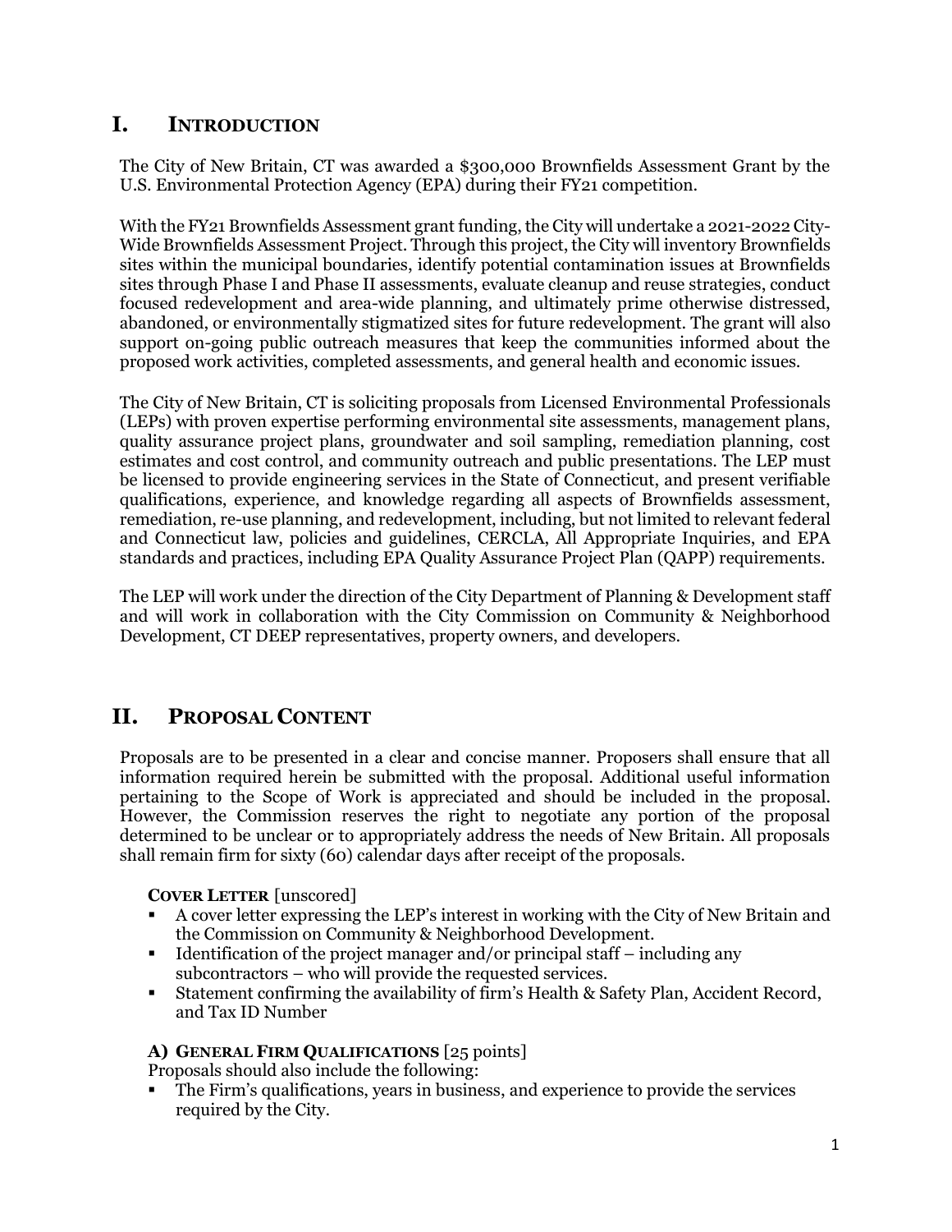## I. INTRODUCTION

The City of New Britain, CT was awarded a $300,000 Brownfields Assessment Grant by the U.S. Environmental Protection Agency (EPA) during their FY21 competition.

With the FY21 Brownfields Assessment grant funding, the City will undertake a 2021-2022 City-Wide Brownfields Assessment Project. Through this project, the City will inventory Brownfields sites within the municipal boundaries, identify potential contamination issues at Brownfields sites through Phase I and Phase II assessments, evaluate cleanup and reuse strategies, conduct focused redevelopment and area-wide planning, and ultimately prime otherwise distressed, abandoned, or environmentally stigmatized sites for future redevelopment. The grant will also support on-going public outreach measures that keep the communities informed about the proposed work activities, completed assessments, and general health and economic issues.

The City of New Britain, CT is soliciting proposals from Licensed Environmental Professionals (LEPs) with proven expertise performing environmental site assessments, management plans, quality assurance project plans, groundwater and soil sampling, remediation planning, cost estimates and cost control, and community outreach and public presentations. The LEP must be licensed to provide engineering services in the State of Connecticut, and present verifiable qualifications, experience, and knowledge regarding all aspects of Brownfields assessment, remediation, re-use planning, and redevelopment, including, but not limited to relevant federal and Connecticut law, policies and guidelines, CERCLA, All Appropriate Inquiries, and EPA standards and practices, including EPA Quality Assurance Project Plan (QAPP) requirements.

The LEP will work under the direction of the City Department of Planning & Development staff and will work in collaboration with the City Commission on Community & Neighborhood Development, CT DEEP representatives, property owners, and developers.

## II. PROPOSAL CONTENT

Proposals are to be presented in a clear and concise manner. Proposers shall ensure that all information required herein be submitted with the proposal. Additional useful information pertaining to the Scope of Work is appreciated and should be included in the proposal. However, the Commission reserves the right to negotiate any portion of the proposal determined to be unclear or to appropriately address the needs of New Britain. All proposals shall remain firm for sixty (60) calendar days after receipt of the proposals.

**COVER LETTER** [unscored]

- A cover letter expressing the LEP's interest in working with the City of New Britain and the Commission on Community & Neighborhood Development.
- Identification of the project manager and/or principal staff – including any subcontractors – who will provide the requested services.
- Statement confirming the availability of firm's Health & Safety Plan, Accident Record, and Tax ID Number

**A) GENERAL FIRM QUALIFICATIONS** [25 points]

Proposals should also include the following:

- The Firm's qualifications, years in business, and experience to provide the services required by the City.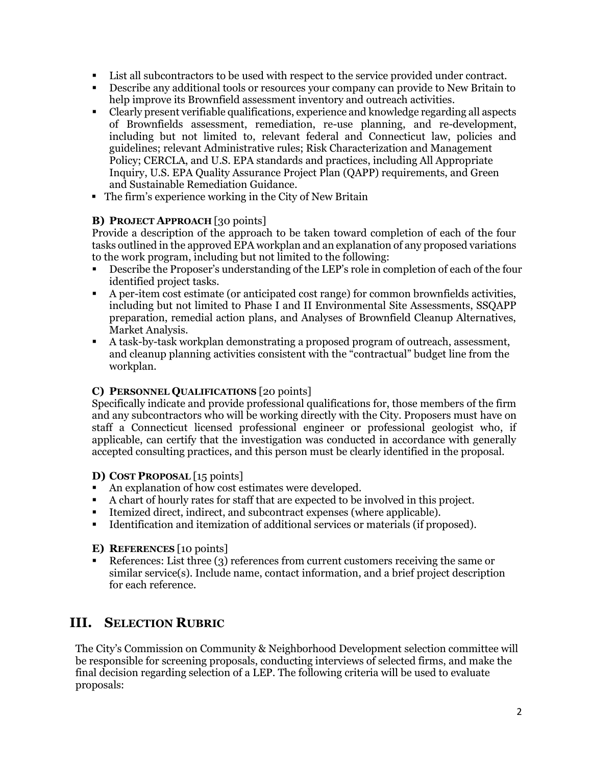- List all subcontractors to be used with respect to the service provided under contract.
- Describe any additional tools or resources your company can provide to New Britain to help improve its Brownfield assessment inventory and outreach activities.
- Clearly present verifiable qualifications, experience and knowledge regarding all aspects of Brownfields assessment, remediation, re-use planning, and re-development, including but not limited to, relevant federal and Connecticut law, policies and guidelines; relevant Administrative rules; Risk Characterization and Management Policy; CERCLA, and U.S. EPA standards and practices, including All Appropriate Inquiry, U.S. EPA Quality Assurance Project Plan (QAPP) requirements, and Green and Sustainable Remediation Guidance.
- The firm's experience working in the City of New Britain

#### B) PROJECT APPROACH [30 points]

Provide a description of the approach to be taken toward completion of each of the four tasks outlined in the approved EPA workplan and an explanation of any proposed variations to the work program, including but not limited to the following:

- Describe the Proposer's understanding of the LEP's role in completion of each of the four identified project tasks.
- A per-item cost estimate (or anticipated cost range) for common brownfields activities, including but not limited to Phase I and II Environmental Site Assessments, SSQAPP preparation, remedial action plans, and Analyses of Brownfield Cleanup Alternatives, Market Analysis.
- A task-by-task workplan demonstrating a proposed program of outreach, assessment, and cleanup planning activities consistent with the "contractual" budget line from the workplan.

#### C) PERSONNEL QUALIFICATIONS [20 points]

Specifically indicate and provide professional qualifications for, those members of the firm and any subcontractors who will be working directly with the City. Proposers must have on staff a Connecticut licensed professional engineer or professional geologist who, if applicable, can certify that the investigation was conducted in accordance with generally accepted consulting practices, and this person must be clearly identified in the proposal.

#### D) COST PROPOSAL [15 points]

- An explanation of how cost estimates were developed.
- A chart of hourly rates for staff that are expected to be involved in this project.
- Itemized direct, indirect, and subcontract expenses (where applicable).
- Identification and itemization of additional services or materials (if proposed).

#### E) REFERENCES [10 points]

- References: List three (3) references from current customers receiving the same or similar service(s). Include name, contact information, and a brief project description for each reference.

## III. SELECTION RUBRIC

The City's Commission on Community & Neighborhood Development selection committee will be responsible for screening proposals, conducting interviews of selected firms, and make the final decision regarding selection of a LEP. The following criteria will be used to evaluate proposals: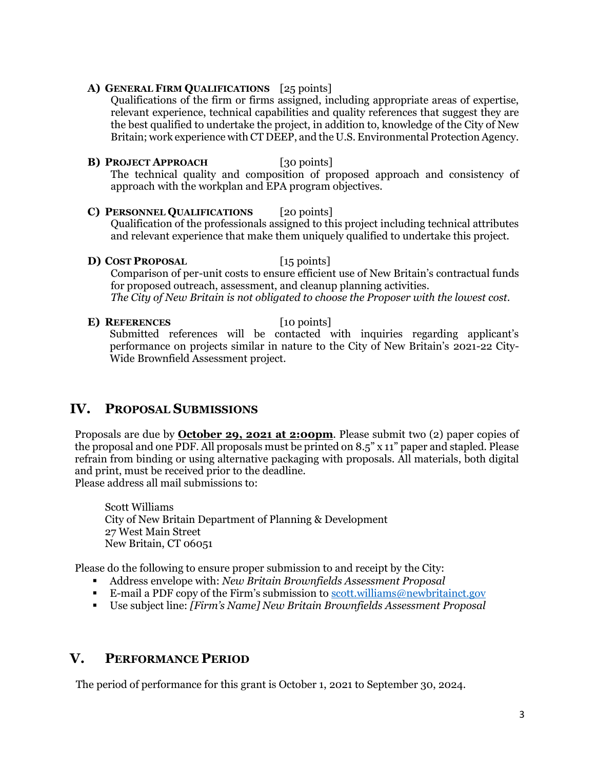**A) General Firm Qualifications** [25 points]

Qualifications of the firm or firms assigned, including appropriate areas of expertise, relevant experience, technical capabilities and quality references that suggest they are the best qualified to undertake the project, in addition to, knowledge of the City of New Britain; work experience with CT DEEP, and the U.S. Environmental Protection Agency.

**B) Project Approach** [30 points]

The technical quality and composition of proposed approach and consistency of approach with the workplan and EPA program objectives.

**C) Personnel Qualifications** [20 points]

Qualification of the professionals assigned to this project including technical attributes and relevant experience that make them uniquely qualified to undertake this project.

**D) Cost Proposal** [15 points]

Comparison of per-unit costs to ensure efficient use of New Britain's contractual funds for proposed outreach, assessment, and cleanup planning activities.
*The City of New Britain is not obligated to choose the Proposer with the lowest cost.*

**E) References** [10 points]

Submitted references will be contacted with inquiries regarding applicant's performance on projects similar in nature to the City of New Britain's 2021-22 City-Wide Brownfield Assessment project.

## IV. Proposal Submissions

Proposals are due by **October 29, 2021 at 2:00pm**. Please submit two (2) paper copies of the proposal and one PDF. All proposals must be printed on 8.5" x 11" paper and stapled. Please refrain from binding or using alternative packaging with proposals. All materials, both digital and print, must be received prior to the deadline.
Please address all mail submissions to:

Scott Williams
City of New Britain Department of Planning & Development
27 West Main Street
New Britain, CT 06051

Please do the following to ensure proper submission to and receipt by the City:

- Address envelope with: *New Britain Brownfields Assessment Proposal*
- E-mail a PDF copy of the Firm's submission to scott.williams@newbritainct.gov
- Use subject line: *[Firm's Name] New Britain Brownfields Assessment Proposal*

## V. Performance Period

The period of performance for this grant is October 1, 2021 to September 30, 2024.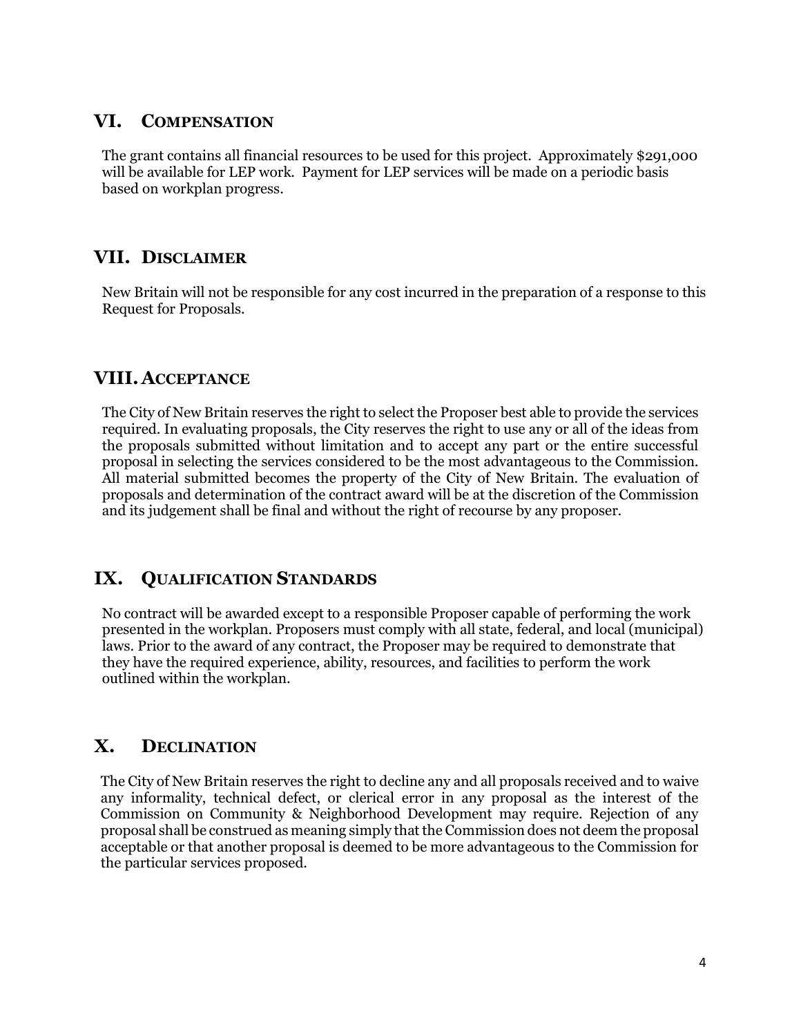## VI. COMPENSATION

The grant contains all financial resources to be used for this project. Approximately $291,000 will be available for LEP work. Payment for LEP services will be made on a periodic basis based on workplan progress.

## VII. DISCLAIMER

New Britain will not be responsible for any cost incurred in the preparation of a response to this Request for Proposals.

## VIII. ACCEPTANCE

The City of New Britain reserves the right to select the Proposer best able to provide the services required. In evaluating proposals, the City reserves the right to use any or all of the ideas from the proposals submitted without limitation and to accept any part or the entire successful proposal in selecting the services considered to be the most advantageous to the Commission. All material submitted becomes the property of the City of New Britain. The evaluation of proposals and determination of the contract award will be at the discretion of the Commission and its judgement shall be final and without the right of recourse by any proposer.

## IX. QUALIFICATION STANDARDS

No contract will be awarded except to a responsible Proposer capable of performing the work presented in the workplan. Proposers must comply with all state, federal, and local (municipal) laws. Prior to the award of any contract, the Proposer may be required to demonstrate that they have the required experience, ability, resources, and facilities to perform the work outlined within the workplan.

## X. DECLINATION

The City of New Britain reserves the right to decline any and all proposals received and to waive any informality, technical defect, or clerical error in any proposal as the interest of the Commission on Community & Neighborhood Development may require. Rejection of any proposal shall be construed as meaning simply that the Commission does not deem the proposal acceptable or that another proposal is deemed to be more advantageous to the Commission for the particular services proposed.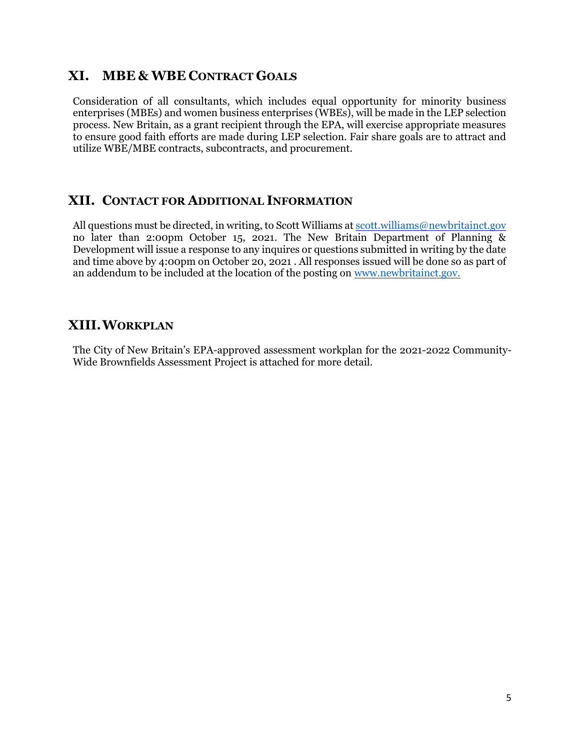## XI. MBE & WBE CONTRACT GOALS

Consideration of all consultants, which includes equal opportunity for minority business enterprises (MBEs) and women business enterprises (WBEs), will be made in the LEP selection process. New Britain, as a grant recipient through the EPA, will exercise appropriate measures to ensure good faith efforts are made during LEP selection. Fair share goals are to attract and utilize WBE/MBE contracts, subcontracts, and procurement.

## XII. CONTACT FOR ADDITIONAL INFORMATION

All questions must be directed, in writing, to Scott Williams at [scott.williams@newbritainct.gov](mailto:scott.williams@newbritainct.gov) no later than 2:00pm October 15, 2021. The New Britain Department of Planning & Development will issue a response to any inquires or questions submitted in writing by the date and time above by 4:00pm on October 20, 2021 . All responses issued will be done so as part of an addendum to be included at the location of the posting on [www.newbritainct.gov.](http://www.newbritainct.gov)

## XIII. WORKPLAN

The City of New Britain's EPA-approved assessment workplan for the 2021-2022 Community-Wide Brownfields Assessment Project is attached for more detail.